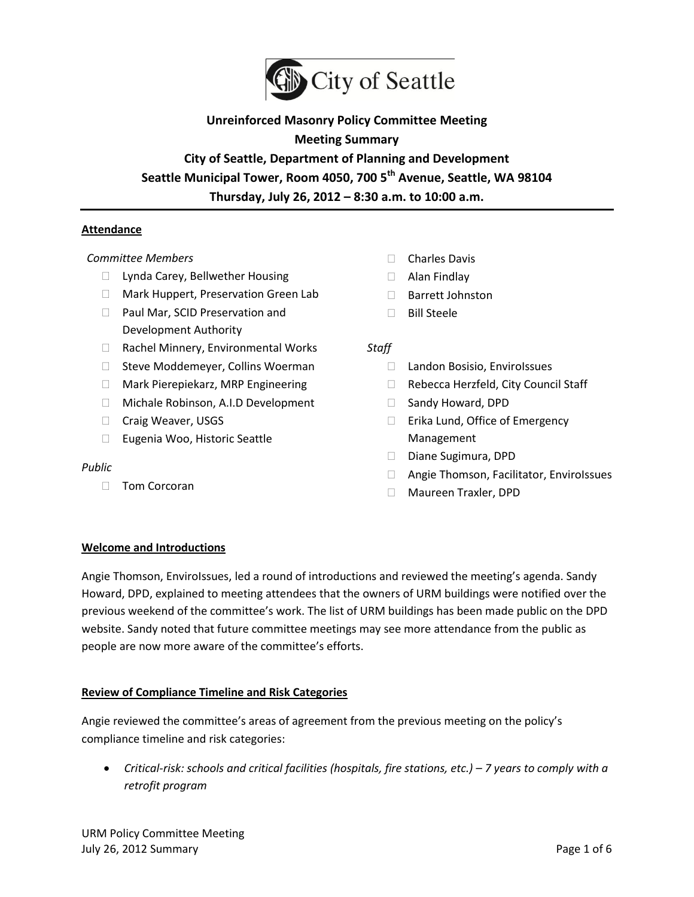City of Seattle

# Unreinforced Masonry Policy Committee Meeting

## Meeting Summary

## City of Seattle, Department of Planning and Development

## Seattle Municipal Tower, Room 4050, 700 5th Avenue, Seattle, WA 98104

## Thursday, July 26, 2012 – 8:30 a.m. to 10:00 a.m.

---

**Attendance**

*Committee Members*

- Lynda Carey, Bellwether Housing
- Mark Huppert, Preservation Green Lab
- Paul Mar, SCID Preservation and Development Authority
- Rachel Minnery, Environmental Works
- Steve Moddemeyer, Collins Woerman
- Mark Pierepiekarz, MRP Engineering
- Michale Robinson, A.I.D Development
- Craig Weaver, USGS
- Eugenia Woo, Historic Seattle
- Charles Davis
- Alan Findlay
- Barrett Johnston
- Bill Steele

*Public*

- Tom Corcoran

*Staff*

- Landon Bosisio, EnviroIssues
- Rebecca Herzfeld, City Council Staff
- Sandy Howard, DPD
- Erika Lund, Office of Emergency Management
- Diane Sugimura, DPD
- Angie Thomson, Facilitator, EnviroIssues
- Maureen Traxler, DPD

**Welcome and Introductions**

Angie Thomson, EnviroIssues, led a round of introductions and reviewed the meeting's agenda. Sandy Howard, DPD, explained to meeting attendees that the owners of URM buildings were notified over the previous weekend of the committee's work. The list of URM buildings has been made public on the DPD website. Sandy noted that future committee meetings may see more attendance from the public as people are now more aware of the committee's efforts.

**Review of Compliance Timeline and Risk Categories**

Angie reviewed the committee's areas of agreement from the previous meeting on the policy's compliance timeline and risk categories:

- *Critical-risk: schools and critical facilities (hospitals, fire stations, etc.) – 7 years to comply with a retrofit program*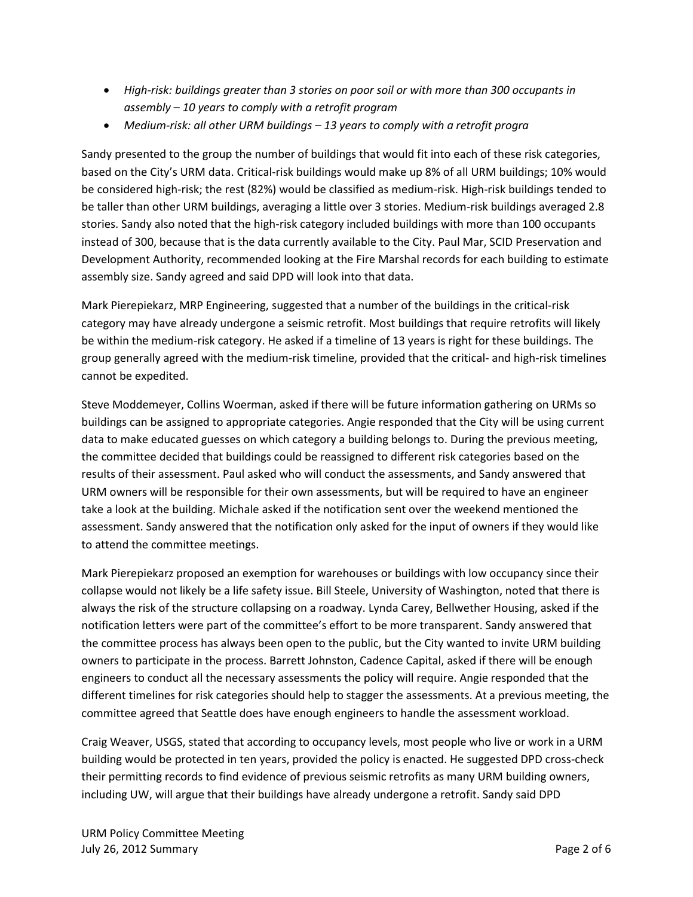- *High-risk: buildings greater than 3 stories on poor soil or with more than 300 occupants in assembly – 10 years to comply with a retrofit program*
- *Medium-risk: all other URM buildings – 13 years to comply with a retrofit progra*

Sandy presented to the group the number of buildings that would fit into each of these risk categories, based on the City's URM data. Critical-risk buildings would make up 8% of all URM buildings; 10% would be considered high-risk; the rest (82%) would be classified as medium-risk. High-risk buildings tended to be taller than other URM buildings, averaging a little over 3 stories. Medium-risk buildings averaged 2.8 stories. Sandy also noted that the high-risk category included buildings with more than 100 occupants instead of 300, because that is the data currently available to the City. Paul Mar, SCID Preservation and Development Authority, recommended looking at the Fire Marshal records for each building to estimate assembly size. Sandy agreed and said DPD will look into that data.

Mark Pierepiekarz, MRP Engineering, suggested that a number of the buildings in the critical-risk category may have already undergone a seismic retrofit. Most buildings that require retrofits will likely be within the medium-risk category. He asked if a timeline of 13 years is right for these buildings. The group generally agreed with the medium-risk timeline, provided that the critical- and high-risk timelines cannot be expedited.

Steve Moddemeyer, Collins Woerman, asked if there will be future information gathering on URMs so buildings can be assigned to appropriate categories. Angie responded that the City will be using current data to make educated guesses on which category a building belongs to. During the previous meeting, the committee decided that buildings could be reassigned to different risk categories based on the results of their assessment. Paul asked who will conduct the assessments, and Sandy answered that URM owners will be responsible for their own assessments, but will be required to have an engineer take a look at the building. Michale asked if the notification sent over the weekend mentioned the assessment. Sandy answered that the notification only asked for the input of owners if they would like to attend the committee meetings.

Mark Pierepiekarz proposed an exemption for warehouses or buildings with low occupancy since their collapse would not likely be a life safety issue. Bill Steele, University of Washington, noted that there is always the risk of the structure collapsing on a roadway. Lynda Carey, Bellwether Housing, asked if the notification letters were part of the committee's effort to be more transparent. Sandy answered that the committee process has always been open to the public, but the City wanted to invite URM building owners to participate in the process. Barrett Johnston, Cadence Capital, asked if there will be enough engineers to conduct all the necessary assessments the policy will require. Angie responded that the different timelines for risk categories should help to stagger the assessments. At a previous meeting, the committee agreed that Seattle does have enough engineers to handle the assessment workload.

Craig Weaver, USGS, stated that according to occupancy levels, most people who live or work in a URM building would be protected in ten years, provided the policy is enacted. He suggested DPD cross-check their permitting records to find evidence of previous seismic retrofits as many URM building owners, including UW, will argue that their buildings have already undergone a retrofit. Sandy said DPD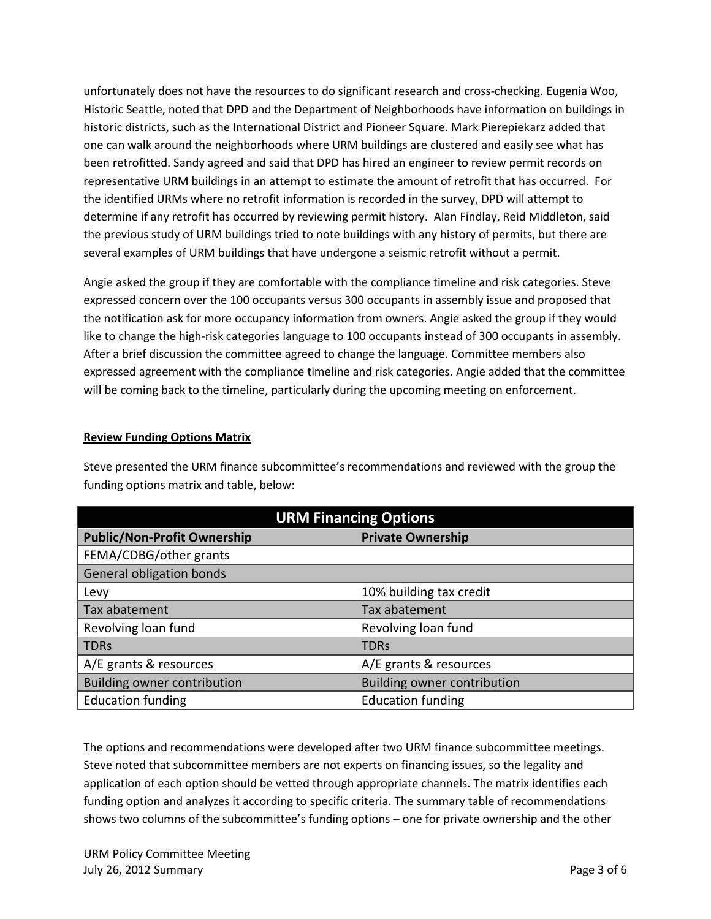unfortunately does not have the resources to do significant research and cross-checking. Eugenia Woo, Historic Seattle, noted that DPD and the Department of Neighborhoods have information on buildings in historic districts, such as the International District and Pioneer Square. Mark Pierepiekarz added that one can walk around the neighborhoods where URM buildings are clustered and easily see what has been retrofitted. Sandy agreed and said that DPD has hired an engineer to review permit records on representative URM buildings in an attempt to estimate the amount of retrofit that has occurred. For the identified URMs where no retrofit information is recorded in the survey, DPD will attempt to determine if any retrofit has occurred by reviewing permit history. Alan Findlay, Reid Middleton, said the previous study of URM buildings tried to note buildings with any history of permits, but there are several examples of URM buildings that have undergone a seismic retrofit without a permit.

Angie asked the group if they are comfortable with the compliance timeline and risk categories. Steve expressed concern over the 100 occupants versus 300 occupants in assembly issue and proposed that the notification ask for more occupancy information from owners. Angie asked the group if they would like to change the high-risk categories language to 100 occupants instead of 300 occupants in assembly. After a brief discussion the committee agreed to change the language. Committee members also expressed agreement with the compliance timeline and risk categories. Angie added that the committee will be coming back to the timeline, particularly during the upcoming meeting on enforcement.

**Review Funding Options Matrix**

Steve presented the URM finance subcommittee's recommendations and reviewed with the group the funding options matrix and table, below:

| URM Financing Options | |
|---|---|
| **Public/Non-Profit Ownership** | **Private Ownership** |
| FEMA/CDBG/other grants | |
| General obligation bonds | |
| Levy | 10% building tax credit |
| Tax abatement | Tax abatement |
| Revolving loan fund | Revolving loan fund |
| TDRs | TDRs |
| A/E grants & resources | A/E grants & resources |
| Building owner contribution | Building owner contribution |
| Education funding | Education funding |

The options and recommendations were developed after two URM finance subcommittee meetings. Steve noted that subcommittee members are not experts on financing issues, so the legality and application of each option should be vetted through appropriate channels. The matrix identifies each funding option and analyzes it according to specific criteria. The summary table of recommendations shows two columns of the subcommittee's funding options – one for private ownership and the other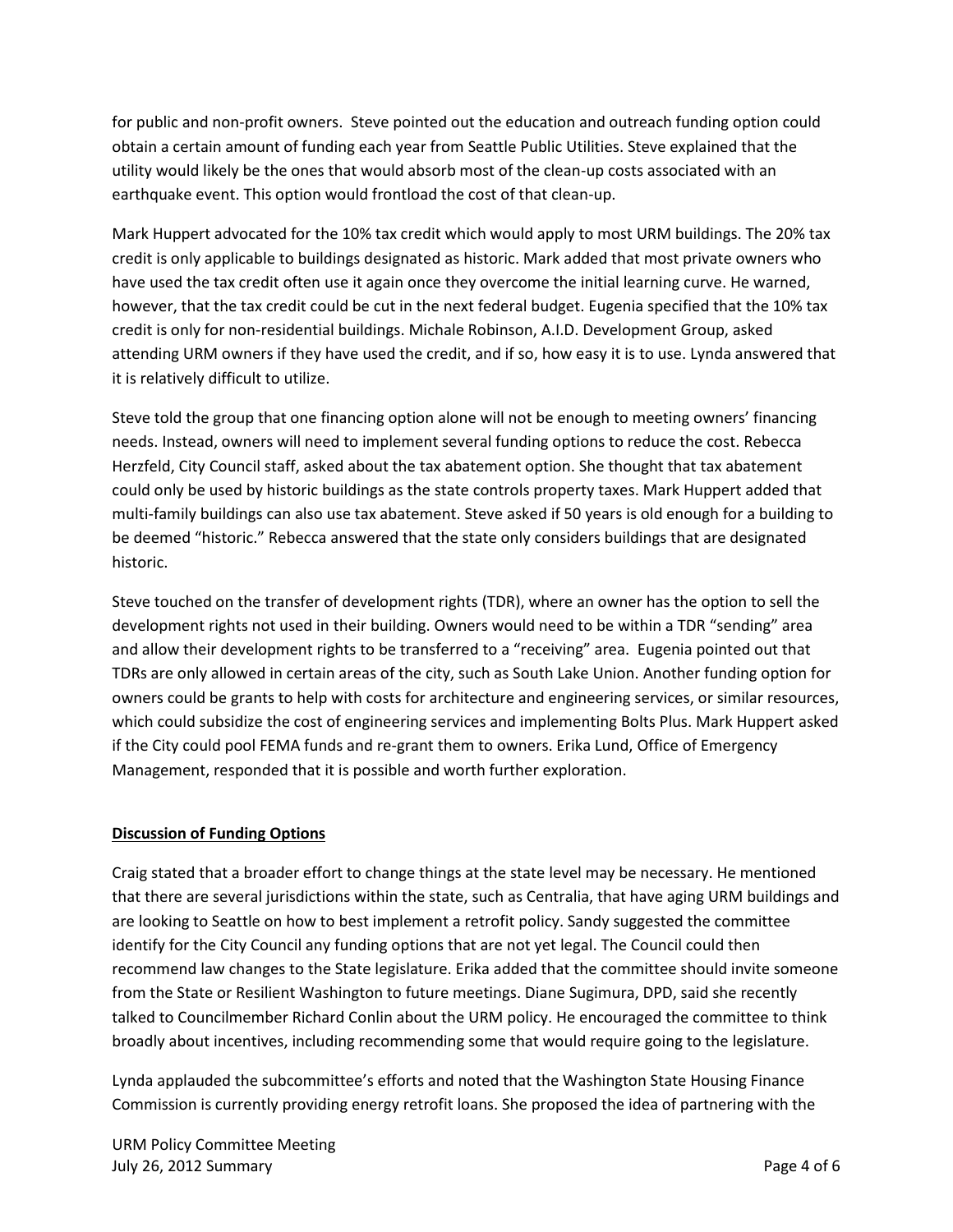for public and non-profit owners. Steve pointed out the education and outreach funding option could obtain a certain amount of funding each year from Seattle Public Utilities. Steve explained that the utility would likely be the ones that would absorb most of the clean-up costs associated with an earthquake event. This option would frontload the cost of that clean-up.

Mark Huppert advocated for the 10% tax credit which would apply to most URM buildings. The 20% tax credit is only applicable to buildings designated as historic. Mark added that most private owners who have used the tax credit often use it again once they overcome the initial learning curve. He warned, however, that the tax credit could be cut in the next federal budget. Eugenia specified that the 10% tax credit is only for non-residential buildings. Michale Robinson, A.I.D. Development Group, asked attending URM owners if they have used the credit, and if so, how easy it is to use. Lynda answered that it is relatively difficult to utilize.

Steve told the group that one financing option alone will not be enough to meeting owners' financing needs. Instead, owners will need to implement several funding options to reduce the cost. Rebecca Herzfeld, City Council staff, asked about the tax abatement option. She thought that tax abatement could only be used by historic buildings as the state controls property taxes. Mark Huppert added that multi-family buildings can also use tax abatement. Steve asked if 50 years is old enough for a building to be deemed "historic." Rebecca answered that the state only considers buildings that are designated historic.

Steve touched on the transfer of development rights (TDR), where an owner has the option to sell the development rights not used in their building. Owners would need to be within a TDR "sending" area and allow their development rights to be transferred to a "receiving" area. Eugenia pointed out that TDRs are only allowed in certain areas of the city, such as South Lake Union. Another funding option for owners could be grants to help with costs for architecture and engineering services, or similar resources, which could subsidize the cost of engineering services and implementing Bolts Plus. Mark Huppert asked if the City could pool FEMA funds and re-grant them to owners. Erika Lund, Office of Emergency Management, responded that it is possible and worth further exploration.

**Discussion of Funding Options**

Craig stated that a broader effort to change things at the state level may be necessary. He mentioned that there are several jurisdictions within the state, such as Centralia, that have aging URM buildings and are looking to Seattle on how to best implement a retrofit policy. Sandy suggested the committee identify for the City Council any funding options that are not yet legal. The Council could then recommend law changes to the State legislature. Erika added that the committee should invite someone from the State or Resilient Washington to future meetings. Diane Sugimura, DPD, said she recently talked to Councilmember Richard Conlin about the URM policy. He encouraged the committee to think broadly about incentives, including recommending some that would require going to the legislature.

Lynda applauded the subcommittee's efforts and noted that the Washington State Housing Finance Commission is currently providing energy retrofit loans. She proposed the idea of partnering with the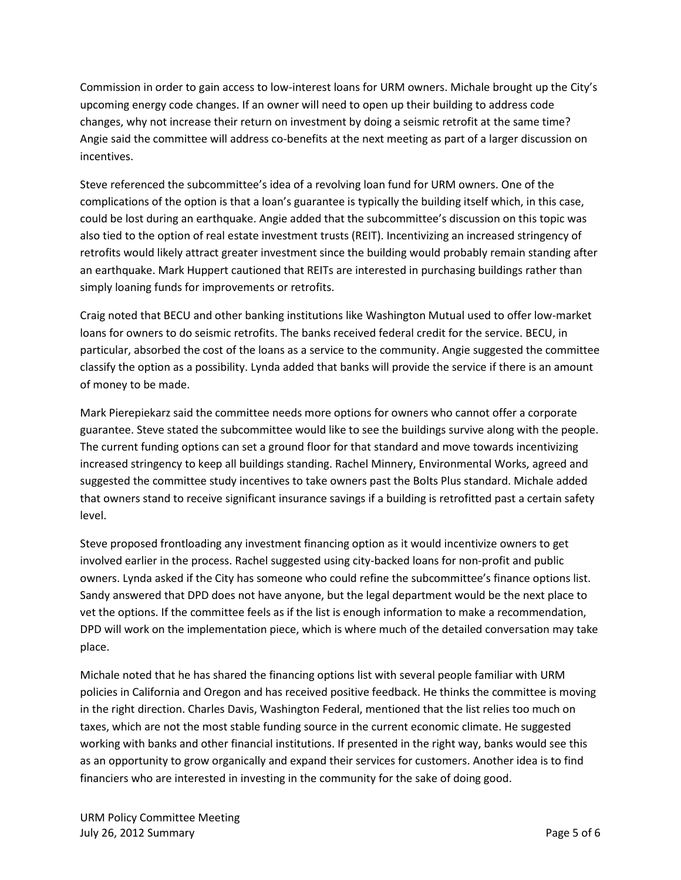Commission in order to gain access to low-interest loans for URM owners. Michale brought up the City's upcoming energy code changes. If an owner will need to open up their building to address code changes, why not increase their return on investment by doing a seismic retrofit at the same time? Angie said the committee will address co-benefits at the next meeting as part of a larger discussion on incentives.

Steve referenced the subcommittee's idea of a revolving loan fund for URM owners. One of the complications of the option is that a loan's guarantee is typically the building itself which, in this case, could be lost during an earthquake. Angie added that the subcommittee's discussion on this topic was also tied to the option of real estate investment trusts (REIT). Incentivizing an increased stringency of retrofits would likely attract greater investment since the building would probably remain standing after an earthquake. Mark Huppert cautioned that REITs are interested in purchasing buildings rather than simply loaning funds for improvements or retrofits.

Craig noted that BECU and other banking institutions like Washington Mutual used to offer low-market loans for owners to do seismic retrofits. The banks received federal credit for the service. BECU, in particular, absorbed the cost of the loans as a service to the community. Angie suggested the committee classify the option as a possibility. Lynda added that banks will provide the service if there is an amount of money to be made.

Mark Pierepiekarz said the committee needs more options for owners who cannot offer a corporate guarantee. Steve stated the subcommittee would like to see the buildings survive along with the people. The current funding options can set a ground floor for that standard and move towards incentivizing increased stringency to keep all buildings standing. Rachel Minnery, Environmental Works, agreed and suggested the committee study incentives to take owners past the Bolts Plus standard. Michale added that owners stand to receive significant insurance savings if a building is retrofitted past a certain safety level.

Steve proposed frontloading any investment financing option as it would incentivize owners to get involved earlier in the process. Rachel suggested using city-backed loans for non-profit and public owners. Lynda asked if the City has someone who could refine the subcommittee's finance options list. Sandy answered that DPD does not have anyone, but the legal department would be the next place to vet the options. If the committee feels as if the list is enough information to make a recommendation, DPD will work on the implementation piece, which is where much of the detailed conversation may take place.

Michale noted that he has shared the financing options list with several people familiar with URM policies in California and Oregon and has received positive feedback. He thinks the committee is moving in the right direction. Charles Davis, Washington Federal, mentioned that the list relies too much on taxes, which are not the most stable funding source in the current economic climate. He suggested working with banks and other financial institutions. If presented in the right way, banks would see this as an opportunity to grow organically and expand their services for customers. Another idea is to find financiers who are interested in investing in the community for the sake of doing good.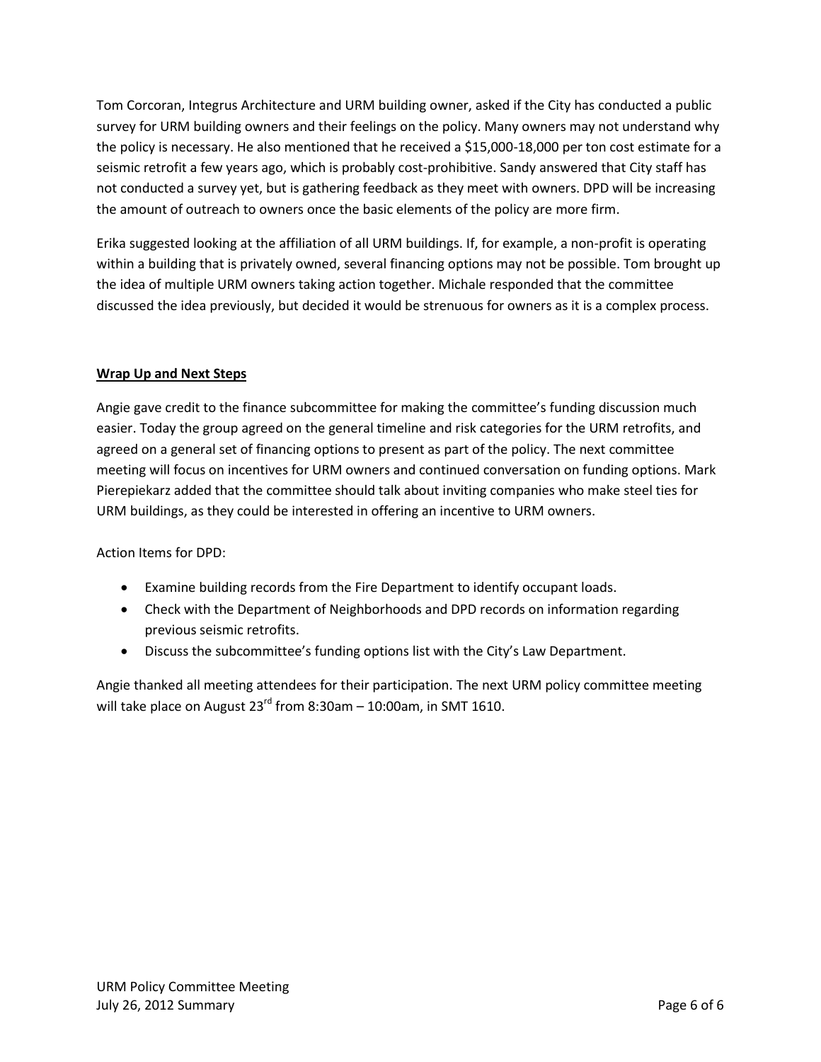Tom Corcoran, Integrus Architecture and URM building owner, asked if the City has conducted a public survey for URM building owners and their feelings on the policy. Many owners may not understand why the policy is necessary. He also mentioned that he received a $15,000-18,000 per ton cost estimate for a seismic retrofit a few years ago, which is probably cost-prohibitive. Sandy answered that City staff has not conducted a survey yet, but is gathering feedback as they meet with owners. DPD will be increasing the amount of outreach to owners once the basic elements of the policy are more firm.

Erika suggested looking at the affiliation of all URM buildings. If, for example, a non-profit is operating within a building that is privately owned, several financing options may not be possible. Tom brought up the idea of multiple URM owners taking action together. Michale responded that the committee discussed the idea previously, but decided it would be strenuous for owners as it is a complex process.

**Wrap Up and Next Steps**

Angie gave credit to the finance subcommittee for making the committee's funding discussion much easier. Today the group agreed on the general timeline and risk categories for the URM retrofits, and agreed on a general set of financing options to present as part of the policy. The next committee meeting will focus on incentives for URM owners and continued conversation on funding options. Mark Pierepiekarz added that the committee should talk about inviting companies who make steel ties for URM buildings, as they could be interested in offering an incentive to URM owners.

Action Items for DPD:

- Examine building records from the Fire Department to identify occupant loads.
- Check with the Department of Neighborhoods and DPD records on information regarding previous seismic retrofits.
- Discuss the subcommittee's funding options list with the City's Law Department.

Angie thanked all meeting attendees for their participation. The next URM policy committee meeting will take place on August 23rd from 8:30am – 10:00am, in SMT 1610.